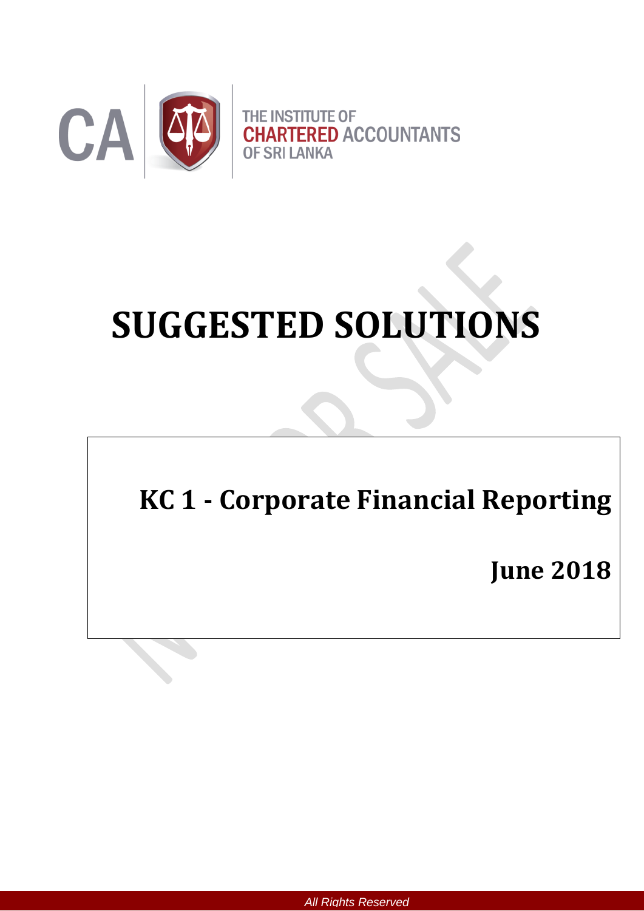THE INSTITUTE OF CHARTERED ACCOUNTANTS OF SRI LANKA

# SUGGESTED SOLUTIONS

## KC 1 - Corporate Financial Reporting

## June 2018

All Rights Reserved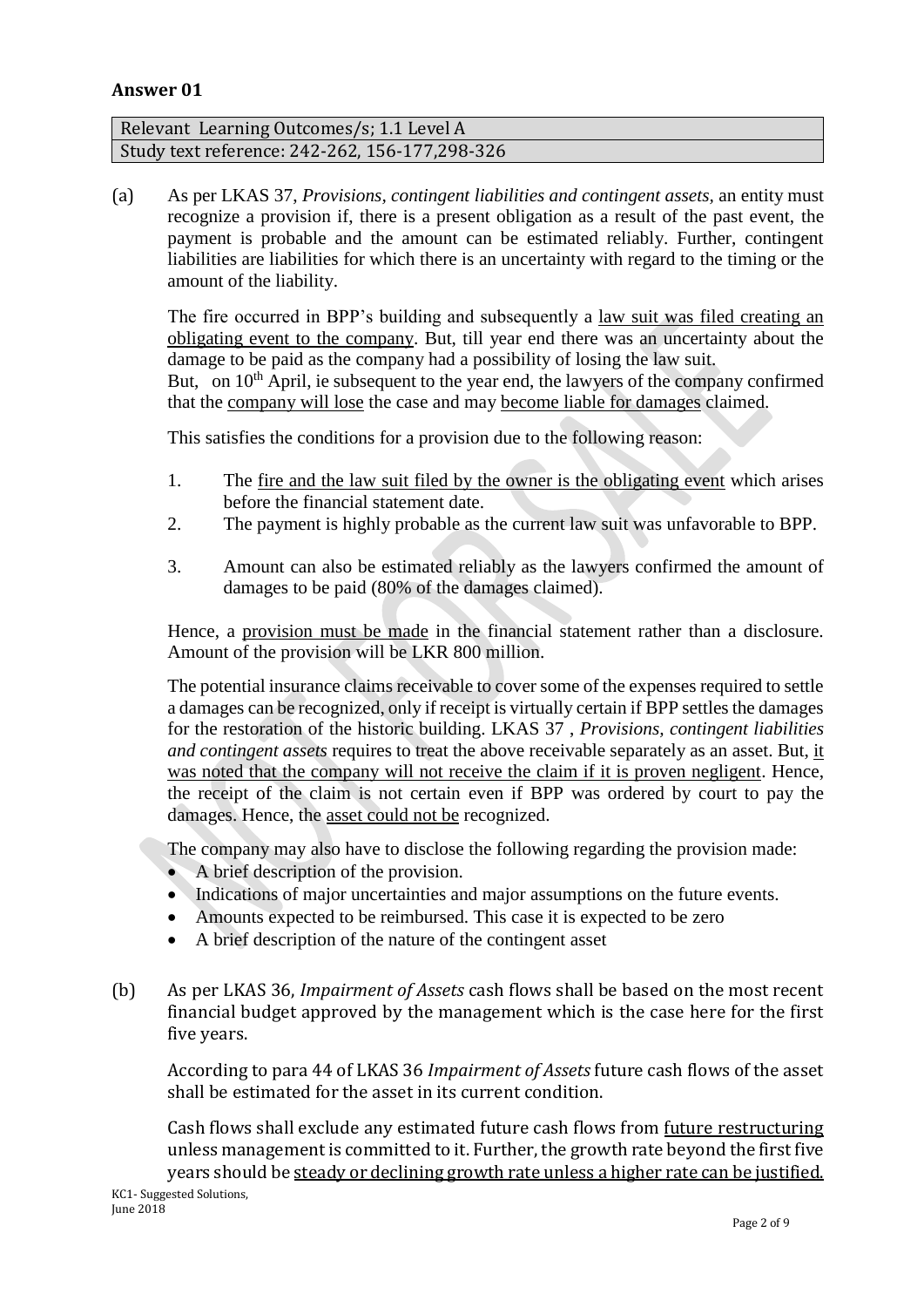## Answer 01

| Relevant Learning Outcomes/s; 1.1 Level A |
|---|
| Study text reference: 242-262, 156-177,298-326 |

(a) As per LKAS 37, *Provisions, contingent liabilities and contingent assets*, an entity must recognize a provision if, there is a present obligation as a result of the past event, the payment is probable and the amount can be estimated reliably. Further, contingent liabilities are liabilities for which there is an uncertainty with regard to the timing or the amount of the liability.

The fire occurred in BPP's building and subsequently a law suit was filed creating an obligating event to the company. But, till year end there was an uncertainty about the damage to be paid as the company had a possibility of losing the law suit. But, on 10th April, ie subsequent to the year end, the lawyers of the company confirmed that the company will lose the case and may become liable for damages claimed.

This satisfies the conditions for a provision due to the following reason:

1. The fire and the law suit filed by the owner is the obligating event which arises before the financial statement date.
2. The payment is highly probable as the current law suit was unfavorable to BPP.
3. Amount can also be estimated reliably as the lawyers confirmed the amount of damages to be paid (80% of the damages claimed).

Hence, a provision must be made in the financial statement rather than a disclosure. Amount of the provision will be LKR 800 million.

The potential insurance claims receivable to cover some of the expenses required to settle a damages can be recognized, only if receipt is virtually certain if BPP settles the damages for the restoration of the historic building. LKAS 37 , *Provisions, contingent liabilities and contingent assets* requires to treat the above receivable separately as an asset. But, it was noted that the company will not receive the claim if it is proven negligent. Hence, the receipt of the claim is not certain even if BPP was ordered by court to pay the damages. Hence, the asset could not be recognized.

The company may also have to disclose the following regarding the provision made:

- A brief description of the provision.
- Indications of major uncertainties and major assumptions on the future events.
- Amounts expected to be reimbursed. This case it is expected to be zero
- A brief description of the nature of the contingent asset

(b) As per LKAS 36, *Impairment of Assets* cash flows shall be based on the most recent financial budget approved by the management which is the case here for the first five years.

According to para 44 of LKAS 36 *Impairment of Assets* future cash flows of the asset shall be estimated for the asset in its current condition.

Cash flows shall exclude any estimated future cash flows from future restructuring unless management is committed to it. Further, the growth rate beyond the first five years should be steady or declining growth rate unless a higher rate can be justified.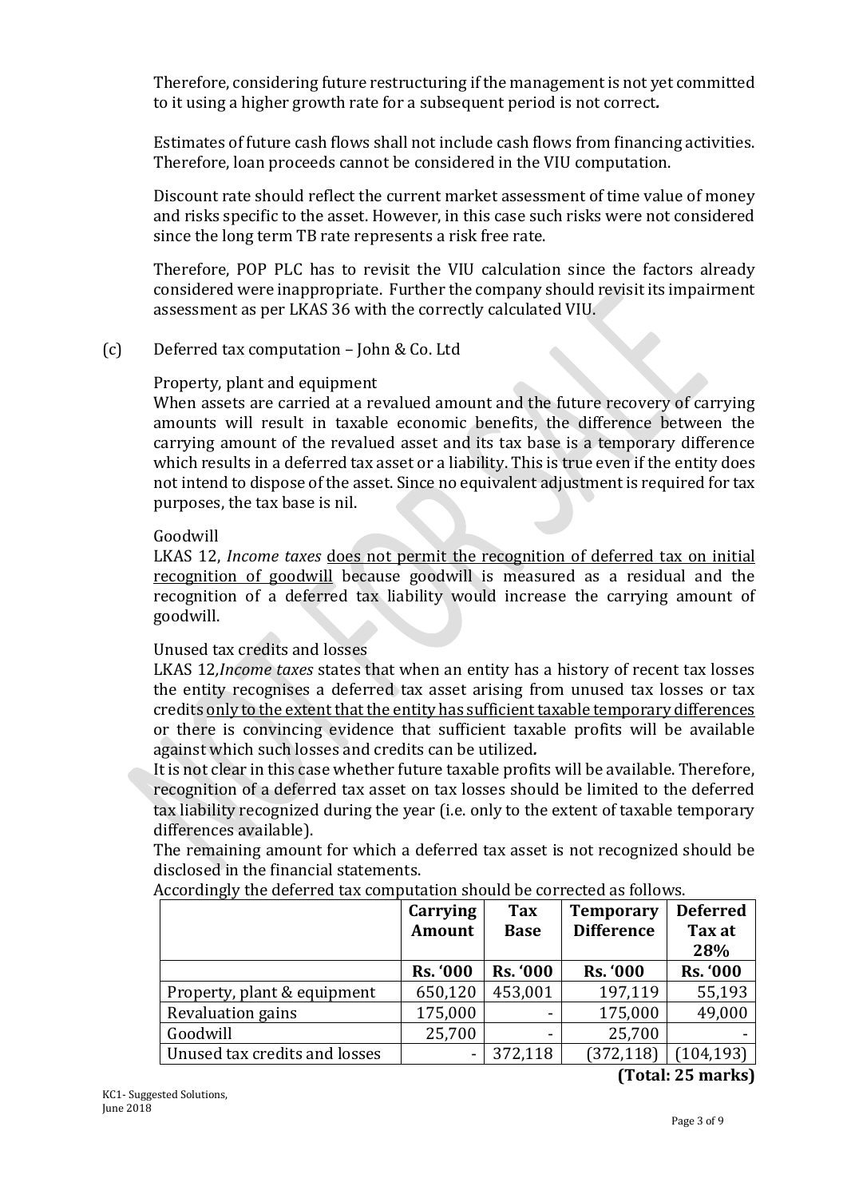Therefore, considering future restructuring if the management is not yet committed to it using a higher growth rate for a subsequent period is not correct**.**

Estimates of future cash flows shall not include cash flows from financing activities. Therefore, loan proceeds cannot be considered in the VIU computation.

Discount rate should reflect the current market assessment of time value of money and risks specific to the asset. However, in this case such risks were not considered since the long term TB rate represents a risk free rate.

Therefore, POP PLC has to revisit the VIU calculation since the factors already considered were inappropriate. Further the company should revisit its impairment assessment as per LKAS 36 with the correctly calculated VIU.

(c) Deferred tax computation – John & Co. Ltd

Property, plant and equipment

When assets are carried at a revalued amount and the future recovery of carrying amounts will result in taxable economic benefits, the difference between the carrying amount of the revalued asset and its tax base is a temporary difference which results in a deferred tax asset or a liability. This is true even if the entity does not intend to dispose of the asset. Since no equivalent adjustment is required for tax purposes, the tax base is nil.

Goodwill

LKAS 12, *Income taxes* <u>does not permit the recognition of deferred tax on initial recognition of goodwill</u> because goodwill is measured as a residual and the recognition of a deferred tax liability would increase the carrying amount of goodwill.

Unused tax credits and losses

LKAS 12,*Income taxes* states that when an entity has a history of recent tax losses the entity recognises a deferred tax asset arising from unused tax losses or tax credits <u>only to the extent that the entity has sufficient taxable temporary differences</u> or there is convincing evidence that sufficient taxable profits will be available against which such losses and credits can be utilized**.**

It is not clear in this case whether future taxable profits will be available. Therefore, recognition of a deferred tax asset on tax losses should be limited to the deferred tax liability recognized during the year (i.e. only to the extent of taxable temporary differences available).

The remaining amount for which a deferred tax asset is not recognized should be disclosed in the financial statements.

Accordingly the deferred tax computation should be corrected as follows.

| | **Carrying Amount** | **Tax Base** | **Temporary Difference** | **Deferred Tax at 28%** |
|---|---|---|---|---|
| | **Rs. '000** | **Rs. '000** | **Rs. '000** | **Rs. '000** |
| Property, plant & equipment | 650,120 | 453,001 | 197,119 | 55,193 |
| Revaluation gains | 175,000 | - | 175,000 | 49,000 |
| Goodwill | 25,700 | - | 25,700 | - |
| Unused tax credits and losses | - | 372,118 | (372,118) | (104,193) |

**(Total: 25 marks)**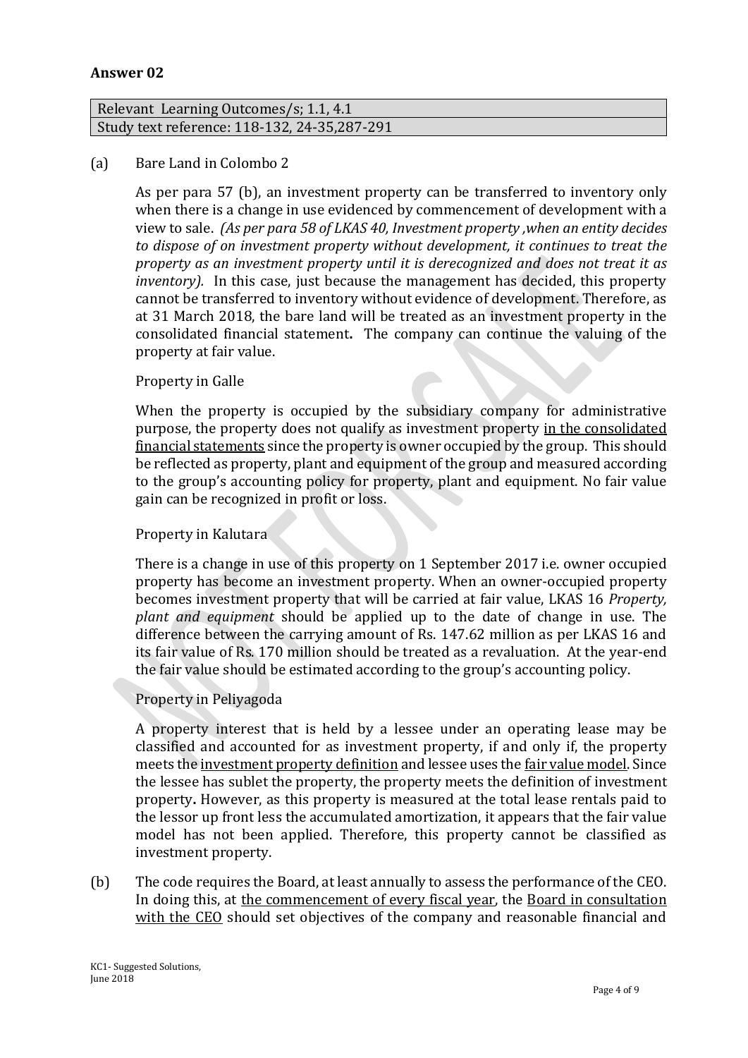## Answer 02

| Relevant Learning Outcomes/s; 1.1, 4.1 |
|---|
| Study text reference: 118-132, 24-35,287-291 |

(a) Bare Land in Colombo 2

As per para 57 (b), an investment property can be transferred to inventory only when there is a change in use evidenced by commencement of development with a view to sale. *(As per para 58 of LKAS 40, Investment property ,when an entity decides to dispose of on investment property without development, it continues to treat the property as an investment property until it is derecognized and does not treat it as inventory).* In this case, just because the management has decided, this property cannot be transferred to inventory without evidence of development. Therefore, as at 31 March 2018, the bare land will be treated as an investment property in the consolidated financial statement**.** The company can continue the valuing of the property at fair value.

Property in Galle

When the property is occupied by the subsidiary company for administrative purpose, the property does not qualify as investment property <u>in the consolidated financial statements</u> since the property is owner occupied by the group. This should be reflected as property, plant and equipment of the group and measured according to the group's accounting policy for property, plant and equipment. No fair value gain can be recognized in profit or loss.

Property in Kalutara

There is a change in use of this property on 1 September 2017 i.e. owner occupied property has become an investment property. When an owner-occupied property becomes investment property that will be carried at fair value, LKAS 16 *Property, plant and equipment* should be applied up to the date of change in use. The difference between the carrying amount of Rs. 147.62 million as per LKAS 16 and its fair value of Rs. 170 million should be treated as a revaluation. At the year-end the fair value should be estimated according to the group's accounting policy.

Property in Peliyagoda

A property interest that is held by a lessee under an operating lease may be classified and accounted for as investment property, if and only if, the property meets the <u>investment property definition</u> and lessee uses the <u>fair value model</u>. Since the lessee has sublet the property, the property meets the definition of investment property**.** However, as this property is measured at the total lease rentals paid to the lessor up front less the accumulated amortization, it appears that the fair value model has not been applied. Therefore, this property cannot be classified as investment property.

(b) The code requires the Board, at least annually to assess the performance of the CEO. In doing this, at <u>the commencement of every fiscal year</u>, the <u>Board in consultation with the CEO</u> should set objectives of the company and reasonable financial and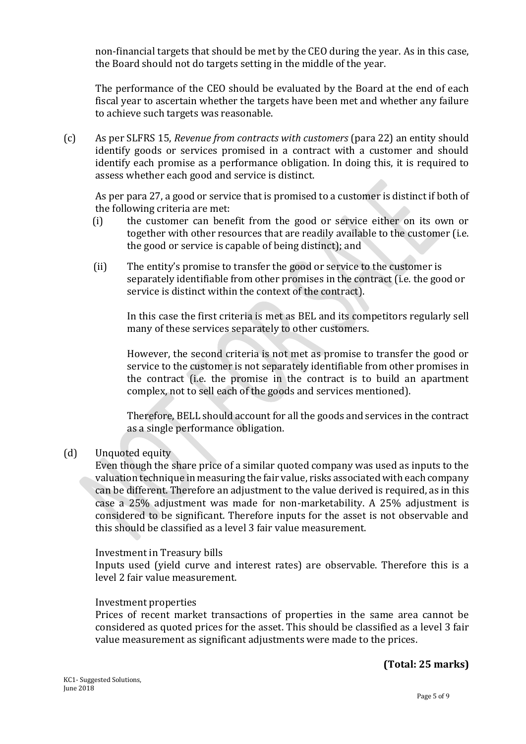non-financial targets that should be met by the CEO during the year. As in this case, the Board should not do targets setting in the middle of the year.

The performance of the CEO should be evaluated by the Board at the end of each fiscal year to ascertain whether the targets have been met and whether any failure to achieve such targets was reasonable.

(c) As per SLFRS 15, *Revenue from contracts with customers* (para 22) an entity should identify goods or services promised in a contract with a customer and should identify each promise as a performance obligation. In doing this, it is required to assess whether each good and service is distinct.

As per para 27, a good or service that is promised to a customer is distinct if both of the following criteria are met:

(i) the customer can benefit from the good or service either on its own or together with other resources that are readily available to the customer (i.e. the good or service is capable of being distinct); and

(ii) The entity's promise to transfer the good or service to the customer is separately identifiable from other promises in the contract (i.e. the good or service is distinct within the context of the contract).

In this case the first criteria is met as BEL and its competitors regularly sell many of these services separately to other customers.

However, the second criteria is not met as promise to transfer the good or service to the customer is not separately identifiable from other promises in the contract (i.e. the promise in the contract is to build an apartment complex, not to sell each of the goods and services mentioned).

Therefore, BELL should account for all the goods and services in the contract as a single performance obligation.

(d) Unquoted equity

Even though the share price of a similar quoted company was used as inputs to the valuation technique in measuring the fair value, risks associated with each company can be different. Therefore an adjustment to the value derived is required, as in this case a 25% adjustment was made for non-marketability. A 25% adjustment is considered to be significant. Therefore inputs for the asset is not observable and this should be classified as a level 3 fair value measurement.

Investment in Treasury bills

Inputs used (yield curve and interest rates) are observable. Therefore this is a level 2 fair value measurement.

Investment properties

Prices of recent market transactions of properties in the same area cannot be considered as quoted prices for the asset. This should be classified as a level 3 fair value measurement as significant adjustments were made to the prices.

**(Total: 25 marks)**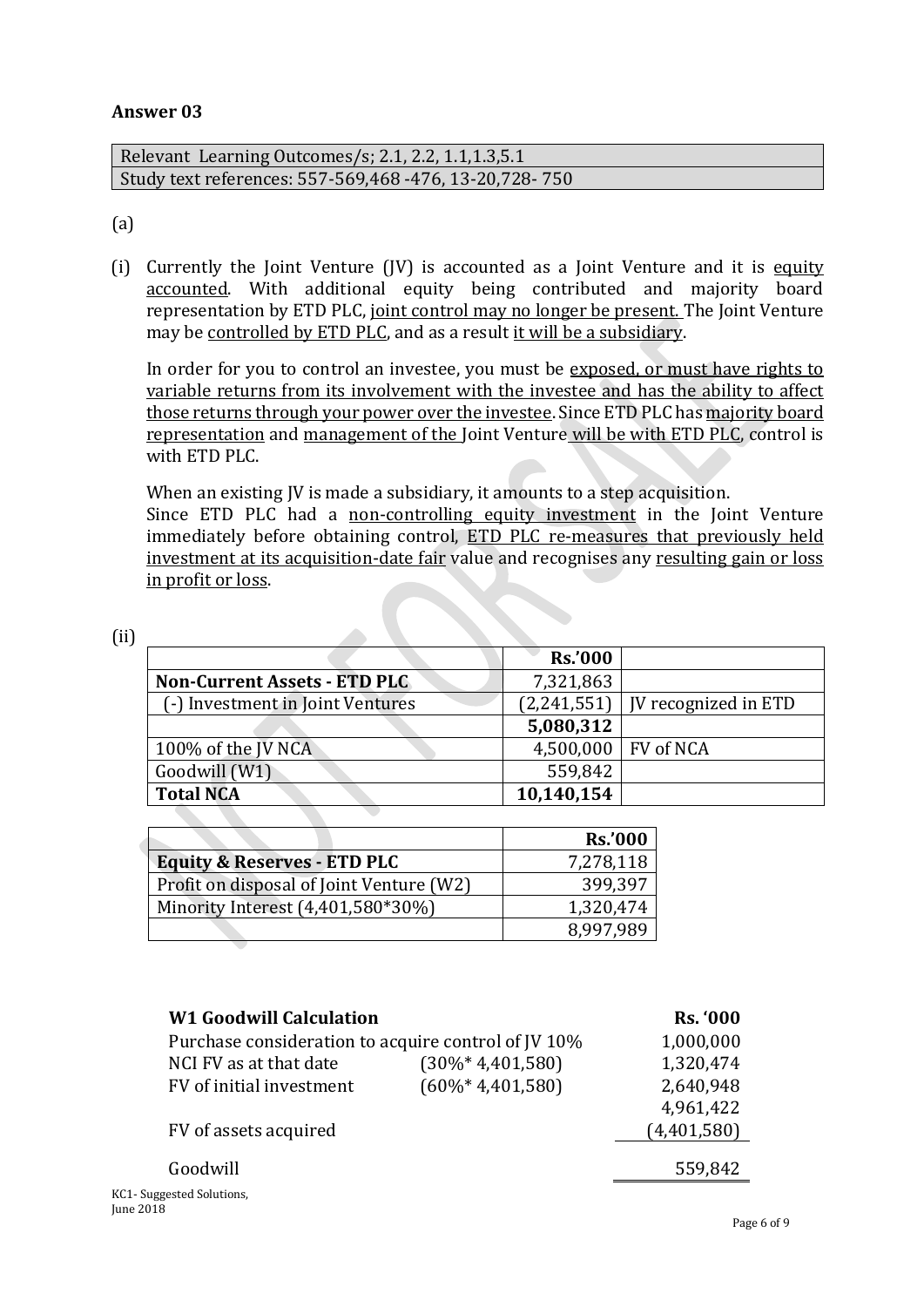## Answer 03

| Relevant Learning Outcomes/s; 2.1, 2.2, 1.1,1.3,5.1 |
|---|
| Study text references: 557-569,468 -476, 13-20,728- 750 |

(a)

(i) Currently the Joint Venture (JV) is accounted as a Joint Venture and it is equity accounted. With additional equity being contributed and majority board representation by ETD PLC, joint control may no longer be present. The Joint Venture may be controlled by ETD PLC, and as a result it will be a subsidiary.

In order for you to control an investee, you must be exposed, or must have rights to variable returns from its involvement with the investee and has the ability to affect those returns through your power over the investee. Since ETD PLC has majority board representation and management of the Joint Venture will be with ETD PLC, control is with ETD PLC.

When an existing JV is made a subsidiary, it amounts to a step acquisition.
Since ETD PLC had a non-controlling equity investment in the Joint Venture immediately before obtaining control, ETD PLC re-measures that previously held investment at its acquisition-date fair value and recognises any resulting gain or loss in profit or loss.

(ii)

| | **Rs.'000** | |
|---|---|---|
| **Non-Current Assets - ETD PLC** | 7,321,863 | |
| (-) Investment in Joint Ventures | (2,241,551) | JV recognized in ETD |
| | **5,080,312** | |
| 100% of the JV NCA | 4,500,000 | FV of NCA |
| Goodwill (W1) | 559,842 | |
| **Total NCA** | **10,140,154** | |

| | **Rs.'000** |
|---|---|
| **Equity & Reserves - ETD PLC** | 7,278,118 |
| Profit on disposal of Joint Venture (W2) | 399,397 |
| Minority Interest (4,401,580*30%) | 1,320,474 |
| | 8,997,989 |

| **W1 Goodwill Calculation** | | **Rs. '000** |
|---|---|---|
| Purchase consideration to acquire control of JV 10% | | 1,000,000 |
| NCI FV as at that date | (30%* 4,401,580) | 1,320,474 |
| FV of initial investment | (60%* 4,401,580) | 2,640,948 |
| | | 4,961,422 |
| FV of assets acquired | | (4,401,580) |
| Goodwill | | 559,842 |

KC1- Suggested Solutions,
June 2018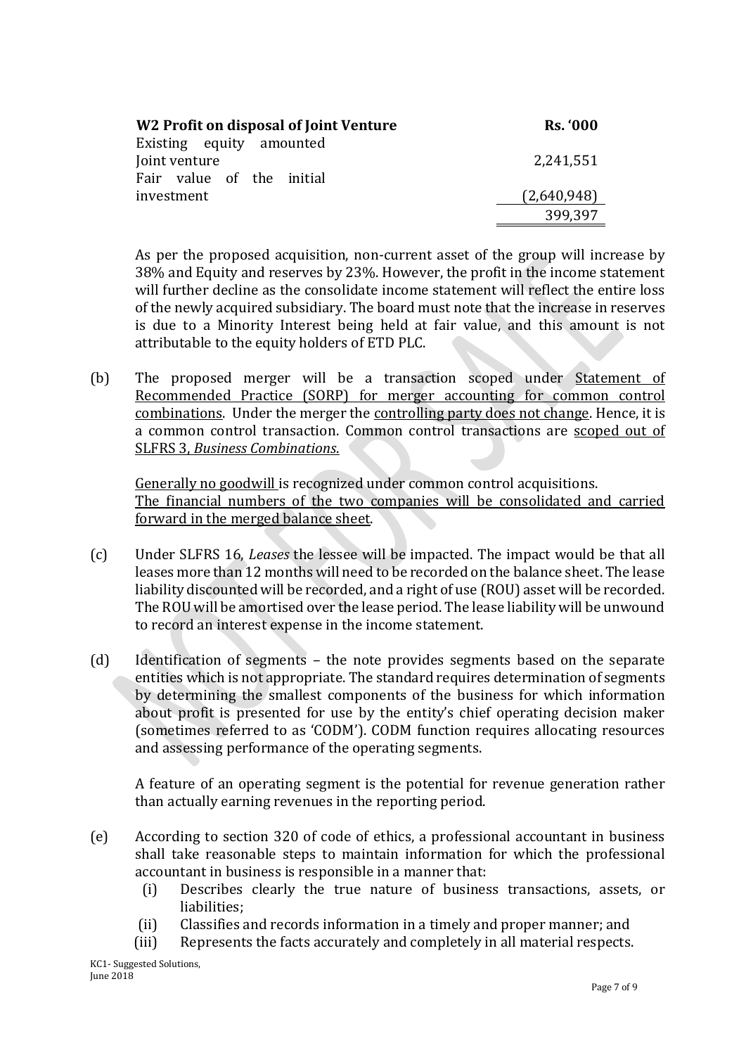| W2 Profit on disposal of Joint Venture | Rs. '000 |
|---|---|
| Existing equity amounted Joint venture | 2,241,551 |
| Fair value of the initial investment | (2,640,948) |
| | 399,397 |

As per the proposed acquisition, non-current asset of the group will increase by 38% and Equity and reserves by 23%. However, the profit in the income statement will further decline as the consolidate income statement will reflect the entire loss of the newly acquired subsidiary. The board must note that the increase in reserves is due to a Minority Interest being held at fair value, and this amount is not attributable to the equity holders of ETD PLC.

(b) The proposed merger will be a transaction scoped under Statement of Recommended Practice (SORP) for merger accounting for common control combinations. Under the merger the controlling party does not change. Hence, it is a common control transaction. Common control transactions are scoped out of SLFRS 3, *Business Combinations*.

Generally no goodwill is recognized under common control acquisitions.
The financial numbers of the two companies will be consolidated and carried forward in the merged balance sheet.

(c) Under SLFRS 16, *Leases* the lessee will be impacted. The impact would be that all leases more than 12 months will need to be recorded on the balance sheet. The lease liability discounted will be recorded, and a right of use (ROU) asset will be recorded. The ROU will be amortised over the lease period. The lease liability will be unwound to record an interest expense in the income statement.

(d) Identification of segments – the note provides segments based on the separate entities which is not appropriate. The standard requires determination of segments by determining the smallest components of the business for which information about profit is presented for use by the entity's chief operating decision maker (sometimes referred to as 'CODM'). CODM function requires allocating resources and assessing performance of the operating segments.

A feature of an operating segment is the potential for revenue generation rather than actually earning revenues in the reporting period.

(e) According to section 320 of code of ethics, a professional accountant in business shall take reasonable steps to maintain information for which the professional accountant in business is responsible in a manner that:

(i) Describes clearly the true nature of business transactions, assets, or liabilities;
(ii) Classifies and records information in a timely and proper manner; and
(iii) Represents the facts accurately and completely in all material respects.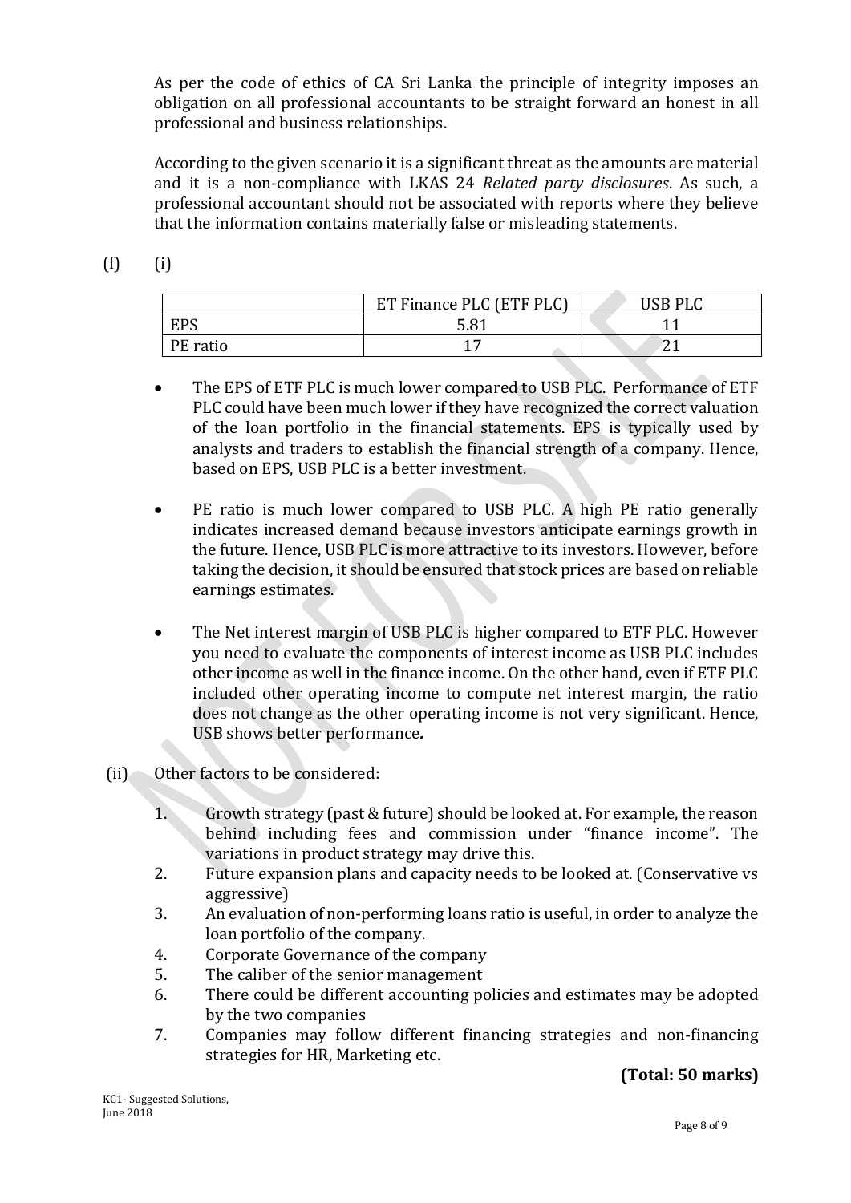As per the code of ethics of CA Sri Lanka the principle of integrity imposes an obligation on all professional accountants to be straight forward an honest in all professional and business relationships.

According to the given scenario it is a significant threat as the amounts are material and it is a non-compliance with LKAS 24 *Related party disclosures*. As such, a professional accountant should not be associated with reports where they believe that the information contains materially false or misleading statements.

(f) (i)

| | ET Finance PLC (ETF PLC) | USB PLC |
|---|---|---|
| EPS | 5.81 | 11 |
| PE ratio | 17 | 21 |

- The EPS of ETF PLC is much lower compared to USB PLC. Performance of ETF PLC could have been much lower if they have recognized the correct valuation of the loan portfolio in the financial statements. EPS is typically used by analysts and traders to establish the financial strength of a company. Hence, based on EPS, USB PLC is a better investment.

- PE ratio is much lower compared to USB PLC. A high PE ratio generally indicates increased demand because investors anticipate earnings growth in the future. Hence, USB PLC is more attractive to its investors. However, before taking the decision, it should be ensured that stock prices are based on reliable earnings estimates.

- The Net interest margin of USB PLC is higher compared to ETF PLC. However you need to evaluate the components of interest income as USB PLC includes other income as well in the finance income. On the other hand, even if ETF PLC included other operating income to compute net interest margin, the ratio does not change as the other operating income is not very significant. Hence, USB shows better performance**.**

(ii) Other factors to be considered:

1. Growth strategy (past & future) should be looked at. For example, the reason behind including fees and commission under "finance income". The variations in product strategy may drive this.
2. Future expansion plans and capacity needs to be looked at. (Conservative vs aggressive)
3. An evaluation of non-performing loans ratio is useful, in order to analyze the loan portfolio of the company.
4. Corporate Governance of the company
5. The caliber of the senior management
6. There could be different accounting policies and estimates may be adopted by the two companies
7. Companies may follow different financing strategies and non-financing strategies for HR, Marketing etc.

**(Total: 50 marks)**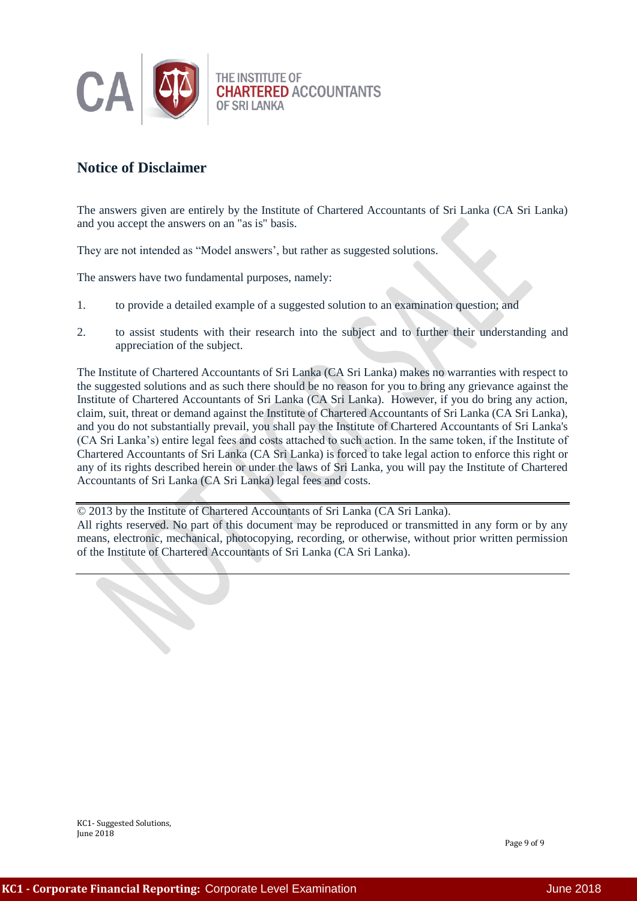## Notice of Disclaimer

The answers given are entirely by the Institute of Chartered Accountants of Sri Lanka (CA Sri Lanka) and you accept the answers on an "as is" basis.

They are not intended as "Model answers', but rather as suggested solutions.

The answers have two fundamental purposes, namely:

1. to provide a detailed example of a suggested solution to an examination question; and

2. to assist students with their research into the subject and to further their understanding and appreciation of the subject.

The Institute of Chartered Accountants of Sri Lanka (CA Sri Lanka) makes no warranties with respect to the suggested solutions and as such there should be no reason for you to bring any grievance against the Institute of Chartered Accountants of Sri Lanka (CA Sri Lanka). However, if you do bring any action, claim, suit, threat or demand against the Institute of Chartered Accountants of Sri Lanka (CA Sri Lanka), and you do not substantially prevail, you shall pay the Institute of Chartered Accountants of Sri Lanka's (CA Sri Lanka's) entire legal fees and costs attached to such action. In the same token, if the Institute of Chartered Accountants of Sri Lanka (CA Sri Lanka) is forced to take legal action to enforce this right or any of its rights described herein or under the laws of Sri Lanka, you will pay the Institute of Chartered Accountants of Sri Lanka (CA Sri Lanka) legal fees and costs.

---

© 2013 by the Institute of Chartered Accountants of Sri Lanka (CA Sri Lanka).
All rights reserved. No part of this document may be reproduced or transmitted in any form or by any means, electronic, mechanical, photocopying, recording, or otherwise, without prior written permission of the Institute of Chartered Accountants of Sri Lanka (CA Sri Lanka).

---